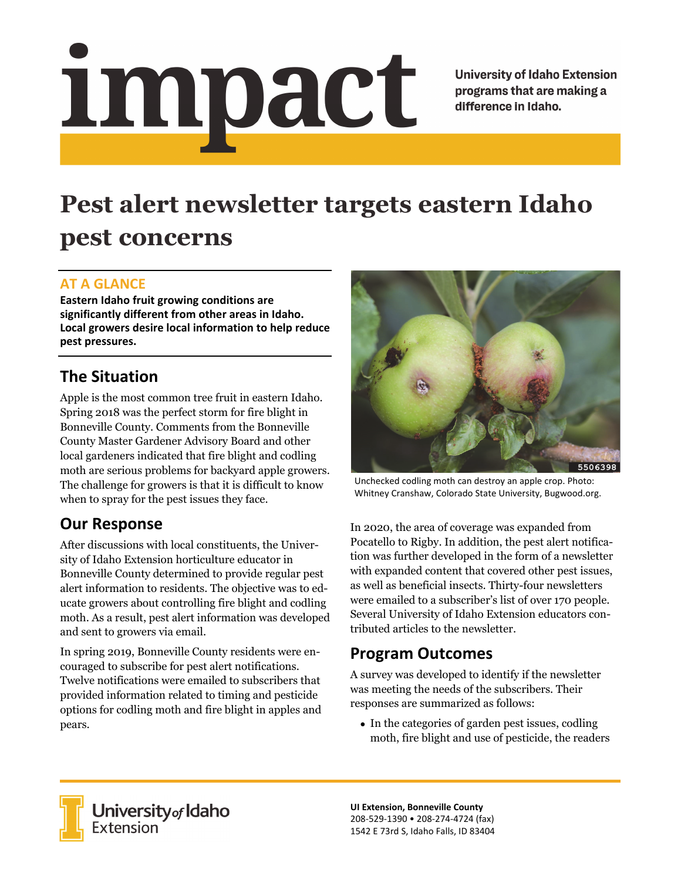# impact

University of Idaho Extension programs that are making a difference in Idaho.

# Pest alert newsletter targets eastern Idaho pest concerns

## AT A GLANCE

**Eastern Idaho fruit growing conditions are significantly different from other areas in Idaho. Local growers desire local information to help reduce pest pressures.**

## The Situation

Apple is the most common tree fruit in eastern Idaho. Spring 2018 was the perfect storm for fire blight in Bonneville County. Comments from the Bonneville County Master Gardener Advisory Board and other local gardeners indicated that fire blight and codling moth are serious problems for backyard apple growers. The challenge for growers is that it is difficult to know when to spray for the pest issues they face.

## Our Response

After discussions with local constituents, the University of Idaho Extension horticulture educator in Bonneville County determined to provide regular pest alert information to residents. The objective was to educate growers about controlling fire blight and codling moth. As a result, pest alert information was developed and sent to growers via email.

In spring 2019, Bonneville County residents were encouraged to subscribe for pest alert notifications. Twelve notifications were emailed to subscribers that provided information related to timing and pesticide options for codling moth and fire blight in apples and pears.

Unchecked codling moth can destroy an apple crop. Photo: Whitney Cranshaw, Colorado State University, Bugwood.org.

In 2020, the area of coverage was expanded from Pocatello to Rigby. In addition, the pest alert notification was further developed in the form of a newsletter with expanded content that covered other pest issues, as well as beneficial insects. Thirty-four newsletters were emailed to a subscriber's list of over 170 people. Several University of Idaho Extension educators contributed articles to the newsletter.

## Program Outcomes

A survey was developed to identify if the newsletter was meeting the needs of the subscribers. Their responses are summarized as follows:

- In the categories of garden pest issues, codling moth, fire blight and use of pesticide, the readers

University of Idaho Extension

**UI Extension, Bonneville County**
208-529-1390 • 208-274-4724 (fax)
1542 E 73rd S, Idaho Falls, ID 83404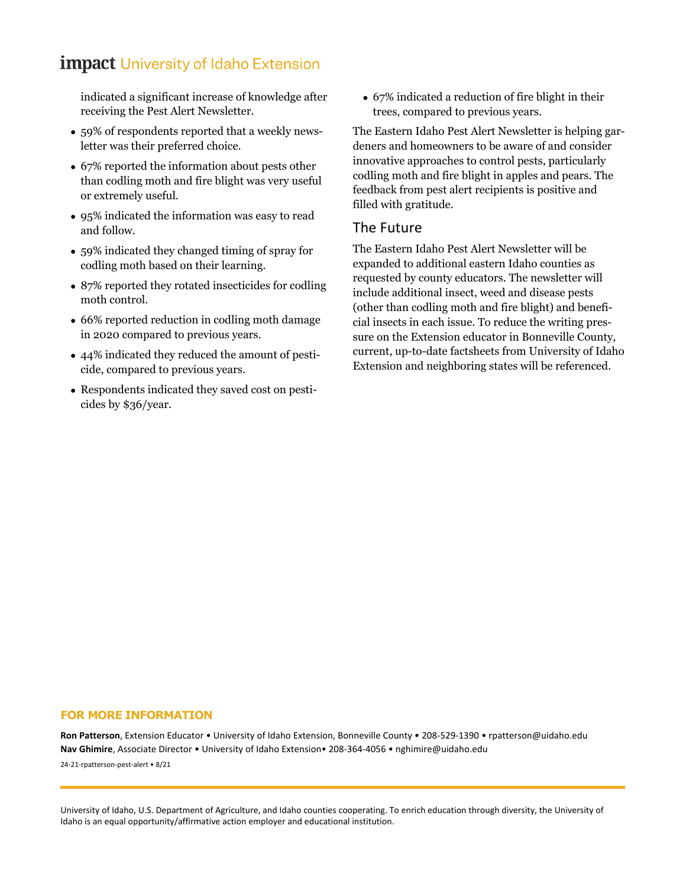indicated a significant increase of knowledge after receiving the Pest Alert Newsletter.

- 59% of respondents reported that a weekly newsletter was their preferred choice.
- 67% reported the information about pests other than codling moth and fire blight was very useful or extremely useful.
- 95% indicated the information was easy to read and follow.
- 59% indicated they changed timing of spray for codling moth based on their learning.
- 87% reported they rotated insecticides for codling moth control.
- 66% reported reduction in codling moth damage in 2020 compared to previous years.
- 44% indicated they reduced the amount of pesticide, compared to previous years.
- Respondents indicated they saved cost on pesticides by $36/year.
- 67% indicated a reduction of fire blight in their trees, compared to previous years.

The Eastern Idaho Pest Alert Newsletter is helping gardeners and homeowners to be aware of and consider innovative approaches to control pests, particularly codling moth and fire blight in apples and pears. The feedback from pest alert recipients is positive and filled with gratitude.

## The Future

The Eastern Idaho Pest Alert Newsletter will be expanded to additional eastern Idaho counties as requested by county educators. The newsletter will include additional insect, weed and disease pests (other than codling moth and fire blight) and beneficial insects in each issue. To reduce the writing pressure on the Extension educator in Bonneville County, current, up-to-date factsheets from University of Idaho Extension and neighboring states will be referenced.

### FOR MORE INFORMATION

**Ron Patterson**, Extension Educator • University of Idaho Extension, Bonneville County • 208-529-1390 • rpatterson@uidaho.edu
**Nav Ghimire**, Associate Director • University of Idaho Extension• 208-364-4056 • nghimire@uidaho.edu

24-21-rpatterson-pest-alert • 8/21

University of Idaho, U.S. Department of Agriculture, and Idaho counties cooperating. To enrich education through diversity, the University of Idaho is an equal opportunity/affirmative action employer and educational institution.